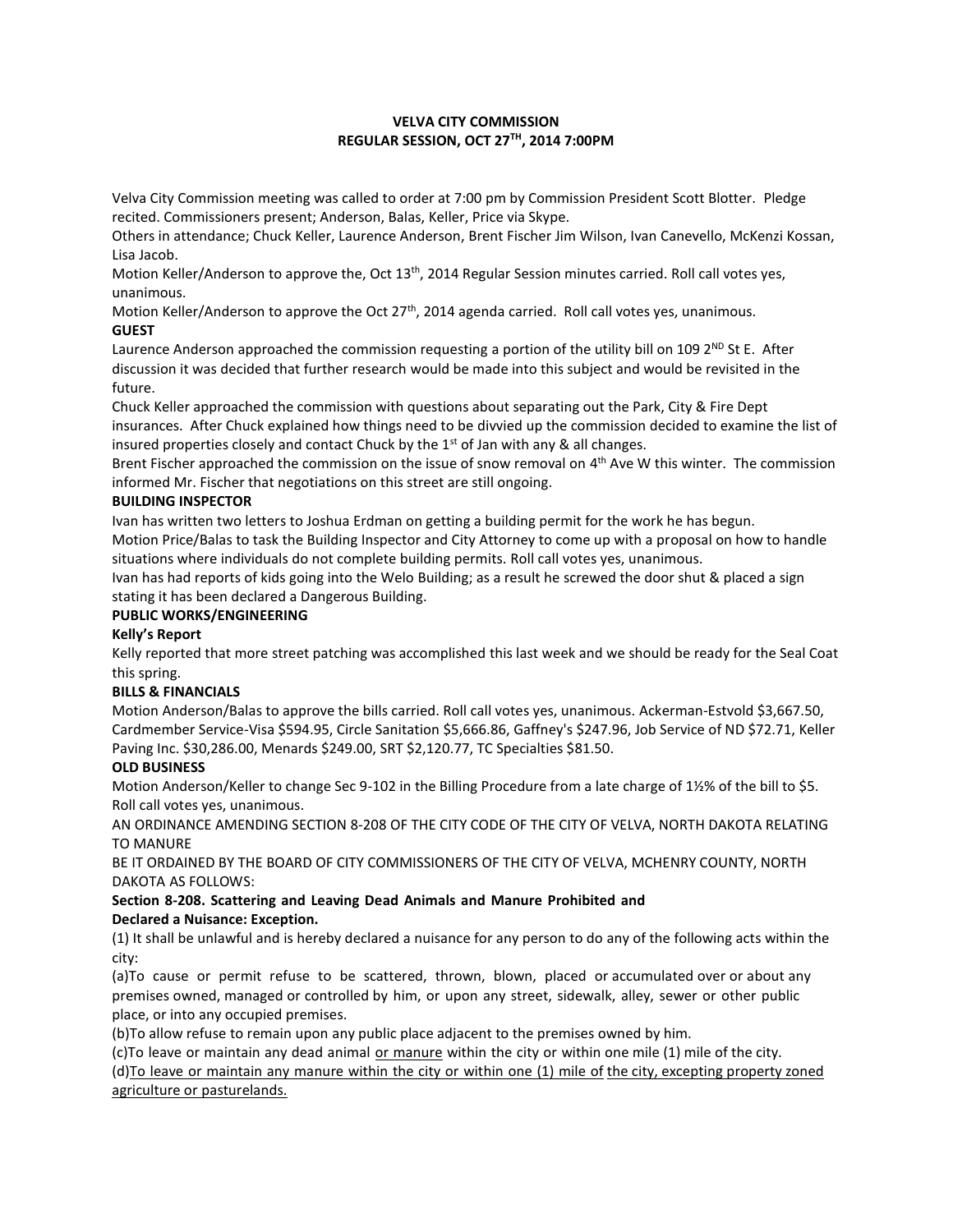**VELVA CITY COMMISSION**
**REGULAR SESSION, OCT 27TH, 2014 7:00PM**

Velva City Commission meeting was called to order at 7:00 pm by Commission President Scott Blotter. Pledge recited. Commissioners present; Anderson, Balas, Keller, Price via Skype.

Others in attendance; Chuck Keller, Laurence Anderson, Brent Fischer Jim Wilson, Ivan Canevello, McKenzi Kossan, Lisa Jacob.

Motion Keller/Anderson to approve the, Oct 13th, 2014 Regular Session minutes carried. Roll call votes yes, unanimous.

Motion Keller/Anderson to approve the Oct 27th, 2014 agenda carried. Roll call votes yes, unanimous.

**GUEST**

Laurence Anderson approached the commission requesting a portion of the utility bill on 109 2ND St E. After discussion it was decided that further research would be made into this subject and would be revisited in the future.

Chuck Keller approached the commission with questions about separating out the Park, City & Fire Dept insurances. After Chuck explained how things need to be divvied up the commission decided to examine the list of insured properties closely and contact Chuck by the 1st of Jan with any & all changes.

Brent Fischer approached the commission on the issue of snow removal on 4th Ave W this winter. The commission informed Mr. Fischer that negotiations on this street are still ongoing.

**BUILDING INSPECTOR**

Ivan has written two letters to Joshua Erdman on getting a building permit for the work he has begun.

Motion Price/Balas to task the Building Inspector and City Attorney to come up with a proposal on how to handle situations where individuals do not complete building permits. Roll call votes yes, unanimous.

Ivan has had reports of kids going into the Welo Building; as a result he screwed the door shut & placed a sign stating it has been declared a Dangerous Building.

**PUBLIC WORKS/ENGINEERING**

**Kelly's Report**

Kelly reported that more street patching was accomplished this last week and we should be ready for the Seal Coat this spring.

**BILLS & FINANCIALS**

Motion Anderson/Balas to approve the bills carried. Roll call votes yes, unanimous. Ackerman-Estvold $3,667.50, Cardmember Service-Visa $594.95, Circle Sanitation $5,666.86, Gaffney's $247.96, Job Service of ND $72.71, Keller Paving Inc. $30,286.00, Menards $249.00, SRT $2,120.77, TC Specialties $81.50.

**OLD BUSINESS**

Motion Anderson/Keller to change Sec 9-102 in the Billing Procedure from a late charge of 1½% of the bill to $5. Roll call votes yes, unanimous.

AN ORDINANCE AMENDING SECTION 8-208 OF THE CITY CODE OF THE CITY OF VELVA, NORTH DAKOTA RELATING TO MANURE

BE IT ORDAINED BY THE BOARD OF CITY COMMISSIONERS OF THE CITY OF VELVA, MCHENRY COUNTY, NORTH DAKOTA AS FOLLOWS:

**Section 8-208. Scattering and Leaving Dead Animals and Manure Prohibited and Declared a Nuisance: Exception.**

(1) It shall be unlawful and is hereby declared a nuisance for any person to do any of the following acts within the city:

(a)To cause or permit refuse to be scattered, thrown, blown, placed or accumulated over or about any premises owned, managed or controlled by him, or upon any street, sidewalk, alley, sewer or other public place, or into any occupied premises.

(b)To allow refuse to remain upon any public place adjacent to the premises owned by him.

(c)To leave or maintain any dead animal <u>or manure</u> within the city or within one mile (1) mile of the city.

(d)<u>To leave or maintain any manure within the city or within one (1) mile of the city, excepting property zoned agriculture or pasturelands.</u>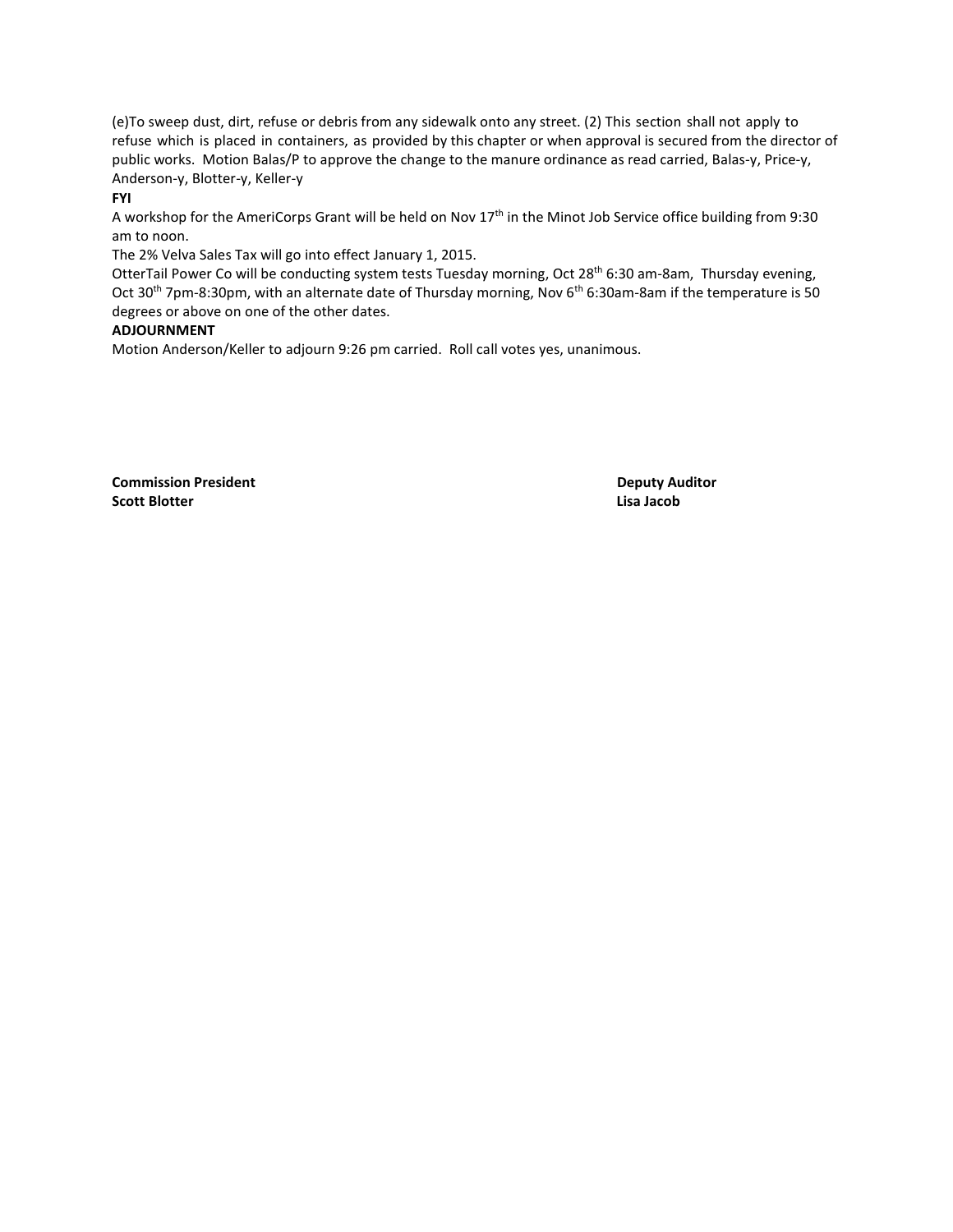(e)To sweep dust, dirt, refuse or debris from any sidewalk onto any street. (2) This section shall not apply to refuse which is placed in containers, as provided by this chapter or when approval is secured from the director of public works. Motion Balas/P to approve the change to the manure ordinance as read carried, Balas-y, Price-y, Anderson-y, Blotter-y, Keller-y

**FYI**

A workshop for the AmeriCorps Grant will be held on Nov 17th in the Minot Job Service office building from 9:30 am to noon.

The 2% Velva Sales Tax will go into effect January 1, 2015.

OtterTail Power Co will be conducting system tests Tuesday morning, Oct 28th 6:30 am-8am, Thursday evening, Oct 30th 7pm-8:30pm, with an alternate date of Thursday morning, Nov 6th 6:30am-8am if the temperature is 50 degrees or above on one of the other dates.

**ADJOURNMENT**

Motion Anderson/Keller to adjourn 9:26 pm carried. Roll call votes yes, unanimous.

**Commission President**
**Scott Blotter**

**Deputy Auditor**
**Lisa Jacob**